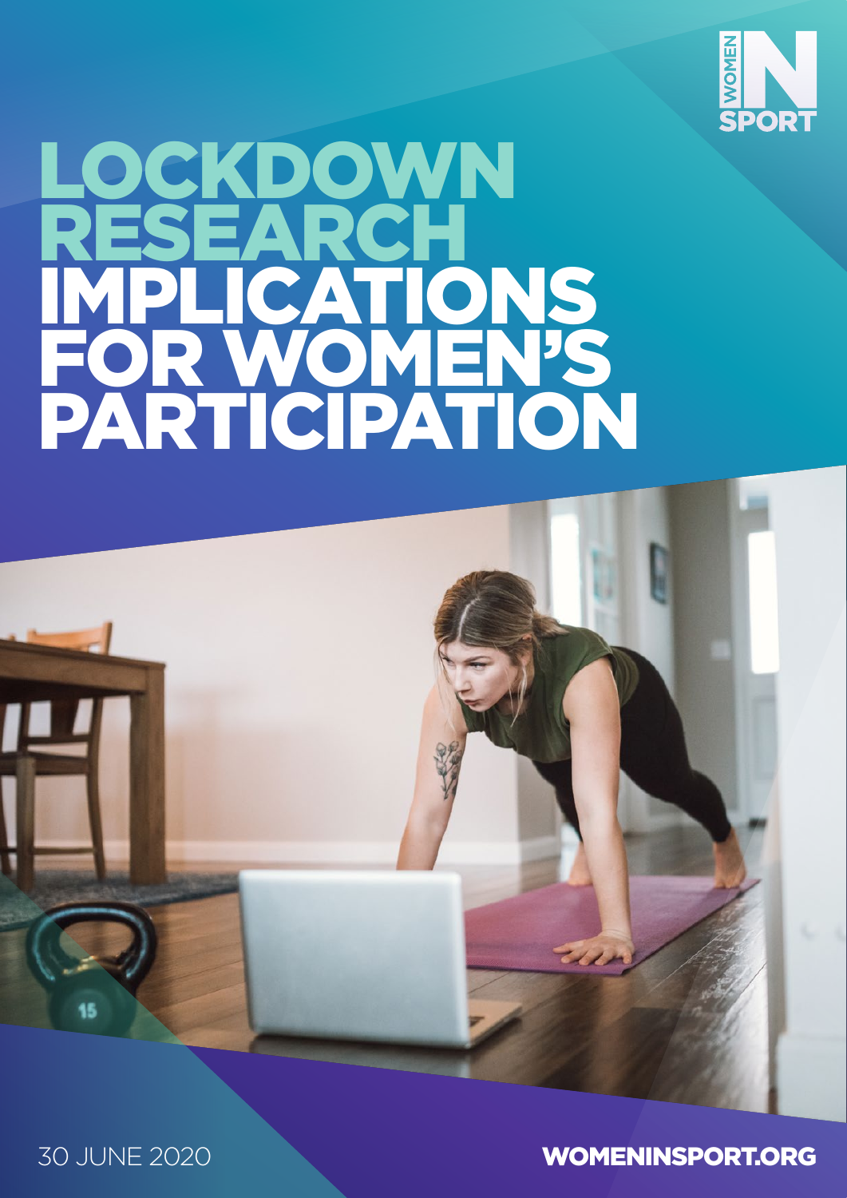WOMEN IN SPORT

# LOCKDOWN RESEARCH IMPLICATIONS FOR WOMEN'S PARTICIPATION

30 JUNE 2020

WOMENINSPORT.ORG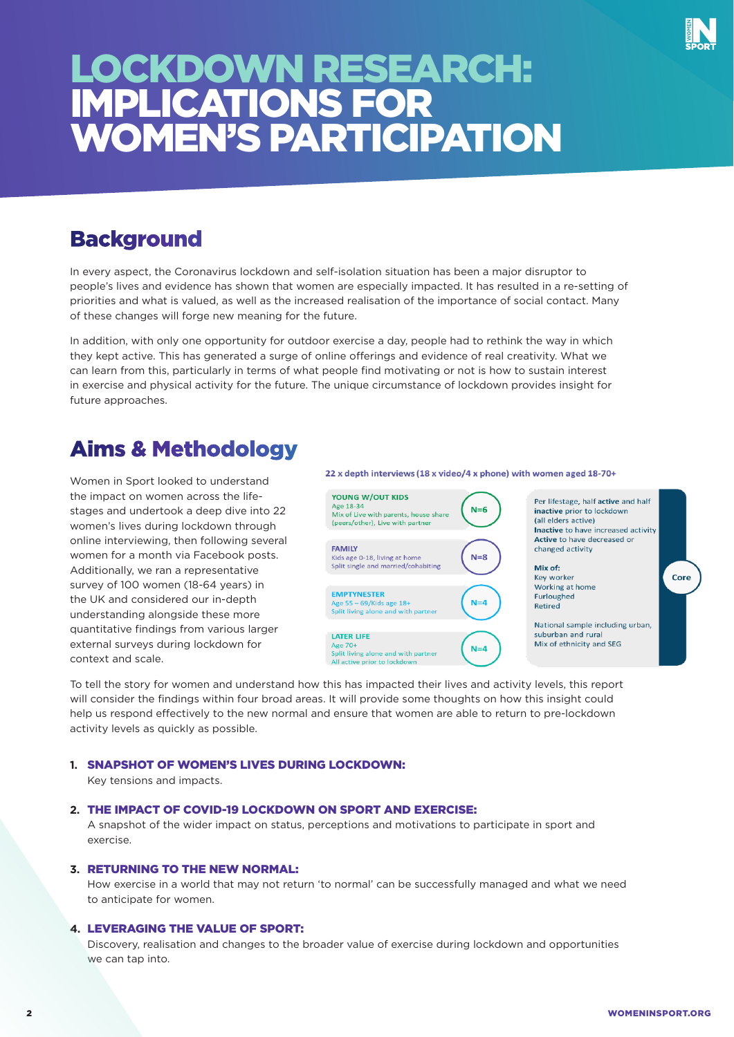# LOCKDOWN RESEARCH: IMPLICATIONS FOR WOMEN'S PARTICIPATION

## Background

In every aspect, the Coronavirus lockdown and self-isolation situation has been a major disruptor to people's lives and evidence has shown that women are especially impacted. It has resulted in a re-setting of priorities and what is valued, as well as the increased realisation of the importance of social contact. Many of these changes will forge new meaning for the future.

In addition, with only one opportunity for outdoor exercise a day, people had to rethink the way in which they kept active. This has generated a surge of online offerings and evidence of real creativity. What we can learn from this, particularly in terms of what people find motivating or not is how to sustain interest in exercise and physical activity for the future. The unique circumstance of lockdown provides insight for future approaches.

## Aims & Methodology

Women in Sport looked to understand the impact on women across the life-stages and undertook a deep dive into 22 women's lives during lockdown through online interviewing, then following several women for a month via Facebook posts. Additionally, we ran a representative survey of 100 women (18-64 years) in the UK and considered our in-depth understanding alongside these more quantitative findings from various larger external surveys during lockdown for context and scale.

**22 x depth interviews (18 x video/4 x phone) with women aged 18-70+**

| Lifestage | N |
|---|---|
| **YOUNG W/OUT KIDS** Age 18-34. Mix of Live with parents, house share (peers/other), Live with partner | N=6 |
| **FAMILY** Kids age 0-18, living at home. Split single and married/cohabiting | N=8 |
| **EMPTYNESTER** Age 55 – 69/Kids age 18+. Split living alone and with partner | N=4 |
| **LATER LIFE** Age 70+. Split living alone and with partner. All active prior to lockdown | N=4 |

**Core:**

- Per lifestage, half **active** and half **inactive** prior to lockdown (all elders active)
- **Inactive** to have increased activity
- **Active** to have decreased or changed activity

**Mix of:**

- Key worker
- Working at home
- Furloughed
- Retired

National sample including urban, suburban and rural. Mix of ethnicity and SEG

To tell the story for women and understand how this has impacted their lives and activity levels, this report will consider the findings within four broad areas. It will provide some thoughts on how this insight could help us respond effectively to the new normal and ensure that women are able to return to pre-lockdown activity levels as quickly as possible.

1. **SNAPSHOT OF WOMEN'S LIVES DURING LOCKDOWN:**
   Key tensions and impacts.
2. **THE IMPACT OF COVID-19 LOCKDOWN ON SPORT AND EXERCISE:**
   A snapshot of the wider impact on status, perceptions and motivations to participate in sport and exercise.
3. **RETURNING TO THE NEW NORMAL:**
   How exercise in a world that may not return 'to normal' can be successfully managed and what we need to anticipate for women.
4. **LEVERAGING THE VALUE OF SPORT:**
   Discovery, realisation and changes to the broader value of exercise during lockdown and opportunities we can tap into.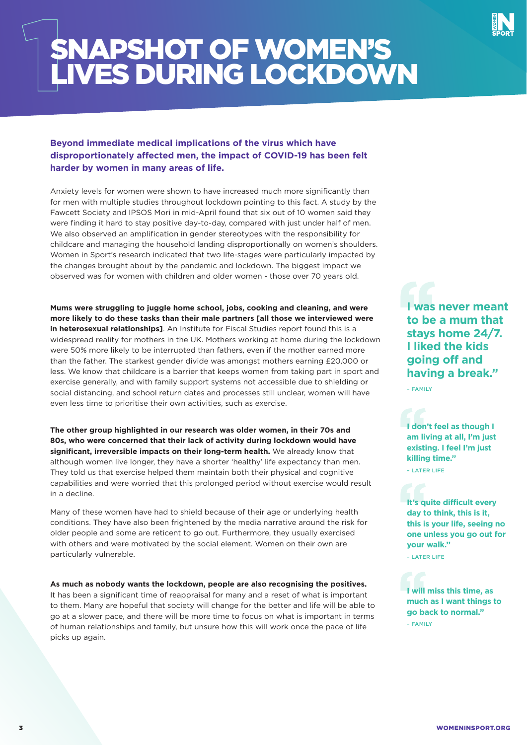# 1 SNAPSHOT OF WOMEN'S LIVES DURING LOCKDOWN

**Beyond immediate medical implications of the virus which have disproportionately affected men, the impact of COVID-19 has been felt harder by women in many areas of life.**

Anxiety levels for women were shown to have increased much more significantly than for men with multiple studies throughout lockdown pointing to this fact. A study by the Fawcett Society and IPSOS Mori in mid-April found that six out of 10 women said they were finding it hard to stay positive day-to-day, compared with just under half of men. We also observed an amplification in gender stereotypes with the responsibility for childcare and managing the household landing disproportionally on women's shoulders. Women in Sport's research indicated that two life-stages were particularly impacted by the changes brought about by the pandemic and lockdown. The biggest impact we observed was for women with children and older women - those over 70 years old.

**Mums were struggling to juggle home school, jobs, cooking and cleaning, and were more likely to do these tasks than their male partners [all those we interviewed were in heterosexual relationships]**. An Institute for Fiscal Studies report found this is a widespread reality for mothers in the UK. Mothers working at home during the lockdown were 50% more likely to be interrupted than fathers, even if the mother earned more than the father. The starkest gender divide was amongst mothers earning £20,000 or less. We know that childcare is a barrier that keeps women from taking part in sport and exercise generally, and with family support systems not accessible due to shielding or social distancing, and school return dates and processes still unclear, women will have even less time to prioritise their own activities, such as exercise.

**The other group highlighted in our research was older women, in their 70s and 80s, who were concerned that their lack of activity during lockdown would have significant, irreversible impacts on their long-term health.** We already know that although women live longer, they have a shorter 'healthy' life expectancy than men. They told us that exercise helped them maintain both their physical and cognitive capabilities and were worried that this prolonged period without exercise would result in a decline.

Many of these women have had to shield because of their age or underlying health conditions. They have also been frightened by the media narrative around the risk for older people and some are reticent to go out. Furthermore, they usually exercised with others and were motivated by the social element. Women on their own are particularly vulnerable.

**As much as nobody wants the lockdown, people are also recognising the positives.** It has been a significant time of reappraisal for many and a reset of what is important to them. Many are hopeful that society will change for the better and life will be able to go at a slower pace, and there will be more time to focus on what is important in terms of human relationships and family, but unsure how this will work once the pace of life picks up again.

> **"I was never meant to be a mum that stays home 24/7. I liked the kids going off and having a break."**
>
> – FAMILY

> **"I don't feel as though I am living at all, I'm just existing. I feel I'm just killing time."**
>
> – LATER LIFE

> **"It's quite difficult every day to think, this is it, this is your life, seeing no one unless you go out for your walk."**
>
> – LATER LIFE

> **"I will miss this time, as much as I want things to go back to normal."**
>
> – FAMILY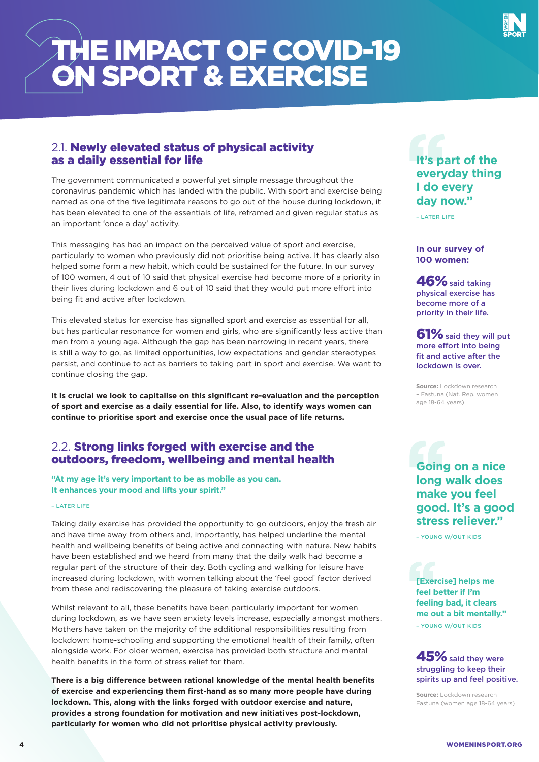# 2 THE IMPACT OF COVID-19 ON SPORT & EXERCISE

## 2.1. Newly elevated status of physical activity as a daily essential for life

The government communicated a powerful yet simple message throughout the coronavirus pandemic which has landed with the public. With sport and exercise being named as one of the five legitimate reasons to go out of the house during lockdown, it has been elevated to one of the essentials of life, reframed and given regular status as an important 'once a day' activity.

This messaging has had an impact on the perceived value of sport and exercise, particularly to women who previously did not prioritise being active. It has clearly also helped some form a new habit, which could be sustained for the future. In our survey of 100 women, 4 out of 10 said that physical exercise had become more of a priority in their lives during lockdown and 6 out of 10 said that they would put more effort into being fit and active after lockdown.

This elevated status for exercise has signalled sport and exercise as essential for all, but has particular resonance for women and girls, who are significantly less active than men from a young age. Although the gap has been narrowing in recent years, there is still a way to go, as limited opportunities, low expectations and gender stereotypes persist, and continue to act as barriers to taking part in sport and exercise. We want to continue closing the gap.

**It is crucial we look to capitalise on this significant re-evaluation and the perception of sport and exercise as a daily essential for life. Also, to identify ways women can continue to prioritise sport and exercise once the usual pace of life returns.**

> **"It's part of the everyday thing I do every day now."**
>
> – LATER LIFE

**In our survey of 100 women:**

**46%** said taking physical exercise has become more of a priority in their life.

**61%** said they will put more effort into being fit and active after the lockdown is over.

**Source:** Lockdown research – Fastuna (Nat. Rep. women age 18-64 years)

## 2.2. Strong links forged with exercise and the outdoors, freedom, wellbeing and mental health

> **"At my age it's very important to be as mobile as you can. It enhances your mood and lifts your spirit."**
>
> – LATER LIFE

Taking daily exercise has provided the opportunity to go outdoors, enjoy the fresh air and have time away from others and, importantly, has helped underline the mental health and wellbeing benefits of being active and connecting with nature. New habits have been established and we heard from many that the daily walk had become a regular part of the structure of their day. Both cycling and walking for leisure have increased during lockdown, with women talking about the 'feel good' factor derived from these and rediscovering the pleasure of taking exercise outdoors.

Whilst relevant to all, these benefits have been particularly important for women during lockdown, as we have seen anxiety levels increase, especially amongst mothers. Mothers have taken on the majority of the additional responsibilities resulting from lockdown: home-schooling and supporting the emotional health of their family, often alongside work. For older women, exercise has provided both structure and mental health benefits in the form of stress relief for them.

**There is a big difference between rational knowledge of the mental health benefits of exercise and experiencing them first-hand as so many more people have during lockdown. This, along with the links forged with outdoor exercise and nature, provides a strong foundation for motivation and new initiatives post-lockdown, particularly for women who did not prioritise physical activity previously.**

> **"Going on a nice long walk does make you feel good. It's a good stress reliever."**
>
> – YOUNG W/OUT KIDS

> **"[Exercise] helps me feel better if I'm feeling bad, it clears me out a bit mentally."**
>
> – YOUNG W/OUT KIDS

**45%** said they were struggling to keep their spirits up and feel positive.

**Source:** Lockdown research - Fastuna (women age 18-64 years)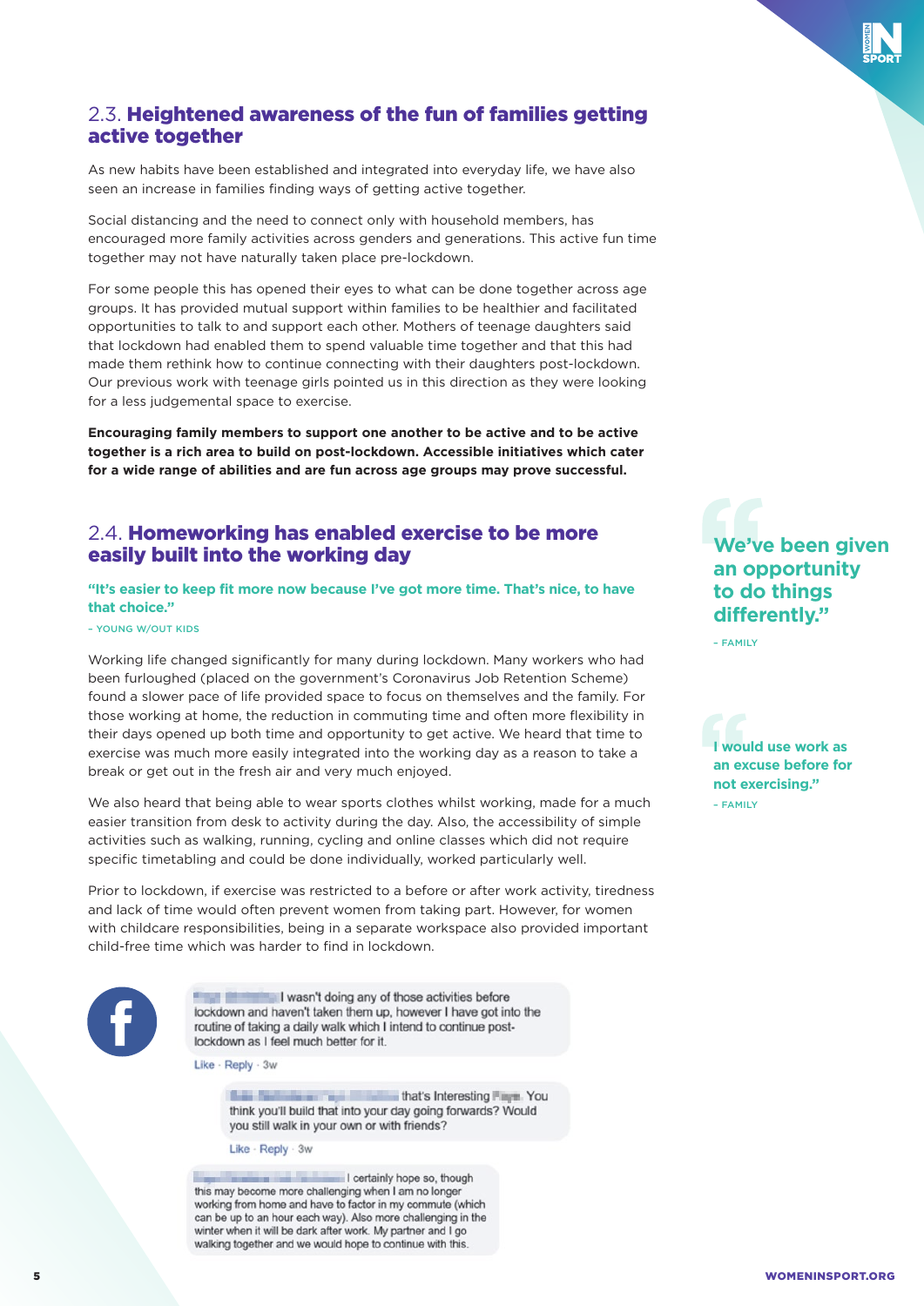## 2.3. **Heightened awareness of the fun of families getting active together**

As new habits have been established and integrated into everyday life, we have also seen an increase in families finding ways of getting active together.

Social distancing and the need to connect only with household members, has encouraged more family activities across genders and generations. This active fun time together may not have naturally taken place pre-lockdown.

For some people this has opened their eyes to what can be done together across age groups. It has provided mutual support within families to be healthier and facilitated opportunities to talk to and support each other. Mothers of teenage daughters said that lockdown had enabled them to spend valuable time together and that this had made them rethink how to continue connecting with their daughters post-lockdown. Our previous work with teenage girls pointed us in this direction as they were looking for a less judgemental space to exercise.

**Encouraging family members to support one another to be active and to be active together is a rich area to build on post-lockdown. Accessible initiatives which cater for a wide range of abilities and are fun across age groups may prove successful.**

## 2.4. **Homeworking has enabled exercise to be more easily built into the working day**

**"It's easier to keep fit more now because I've got more time. That's nice, to have that choice."**

– YOUNG W/OUT KIDS

Working life changed significantly for many during lockdown. Many workers who had been furloughed (placed on the government's Coronavirus Job Retention Scheme) found a slower pace of life provided space to focus on themselves and the family. For those working at home, the reduction in commuting time and often more flexibility in their days opened up both time and opportunity to get active. We heard that time to exercise was much more easily integrated into the working day as a reason to take a break or get out in the fresh air and very much enjoyed.

We also heard that being able to wear sports clothes whilst working, made for a much easier transition from desk to activity during the day. Also, the accessibility of simple activities such as walking, running, cycling and online classes which did not require specific timetabling and could be done individually, worked particularly well.

Prior to lockdown, if exercise was restricted to a before or after work activity, tiredness and lack of time would often prevent women from taking part. However, for women with childcare responsibilities, being in a separate workspace also provided important child-free time which was harder to find in lockdown.

> I wasn't doing any of those activities before lockdown and haven't taken them up, however I have got into the routine of taking a daily walk which I intend to continue post-lockdown as I feel much better for it.
>
> Like · Reply · 3w

> that's Interesting . You think you'll build that into your day going forwards? Would you still walk in your own or with friends?
>
> Like · Reply · 3w

> I certainly hope so, though this may become more challenging when I am no longer working from home and have to factor in my commute (which can be up to an hour each way). Also more challenging in the winter when it will be dark after work. My partner and I go walking together and we would hope to continue with this.

**"We've been given an opportunity to do things differently."**

– FAMILY

**"I would use work as an excuse before for not exercising."**

– FAMILY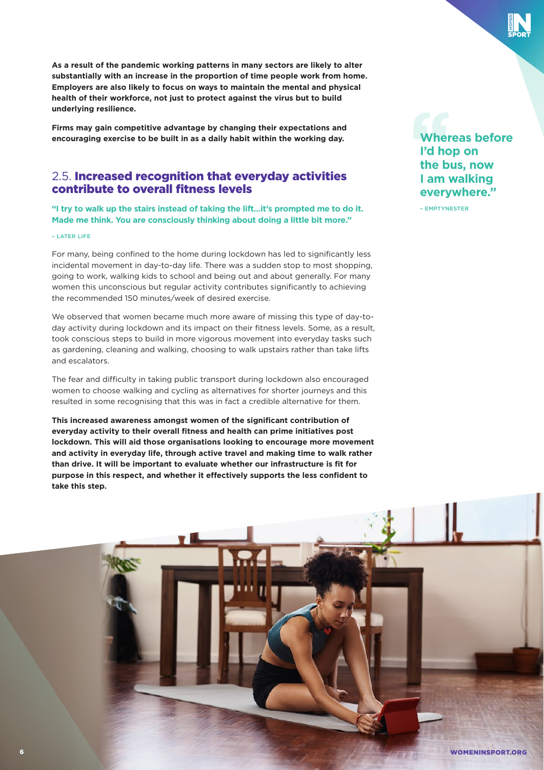**As a result of the pandemic working patterns in many sectors are likely to alter substantially with an increase in the proportion of time people work from home. Employers are also likely to focus on ways to maintain the mental and physical health of their workforce, not just to protect against the virus but to build underlying resilience.**

**Firms may gain competitive advantage by changing their expectations and encouraging exercise to be built in as a daily habit within the working day.**

## 2.5. **Increased recognition that everyday activities contribute to overall fitness levels**

**"I try to walk up the stairs instead of taking the lift…it's prompted me to do it. Made me think. You are consciously thinking about doing a little bit more."**

– LATER LIFE

For many, being confined to the home during lockdown has led to significantly less incidental movement in day-to-day life. There was a sudden stop to most shopping, going to work, walking kids to school and being out and about generally. For many women this unconscious but regular activity contributes significantly to achieving the recommended 150 minutes/week of desired exercise.

We observed that women became much more aware of missing this type of day-to-day activity during lockdown and its impact on their fitness levels. Some, as a result, took conscious steps to build in more vigorous movement into everyday tasks such as gardening, cleaning and walking, choosing to walk upstairs rather than take lifts and escalators.

The fear and difficulty in taking public transport during lockdown also encouraged women to choose walking and cycling as alternatives for shorter journeys and this resulted in some recognising that this was in fact a credible alternative for them.

**This increased awareness amongst women of the significant contribution of everyday activity to their overall fitness and health can prime initiatives post lockdown. This will aid those organisations looking to encourage more movement and activity in everyday life, through active travel and making time to walk rather than drive. It will be important to evaluate whether our infrastructure is fit for purpose in this respect, and whether it effectively supports the less confident to take this step.**

> **"Whereas before I'd hop on the bus, now I am walking everywhere."**
>
> – EMPTYNESTER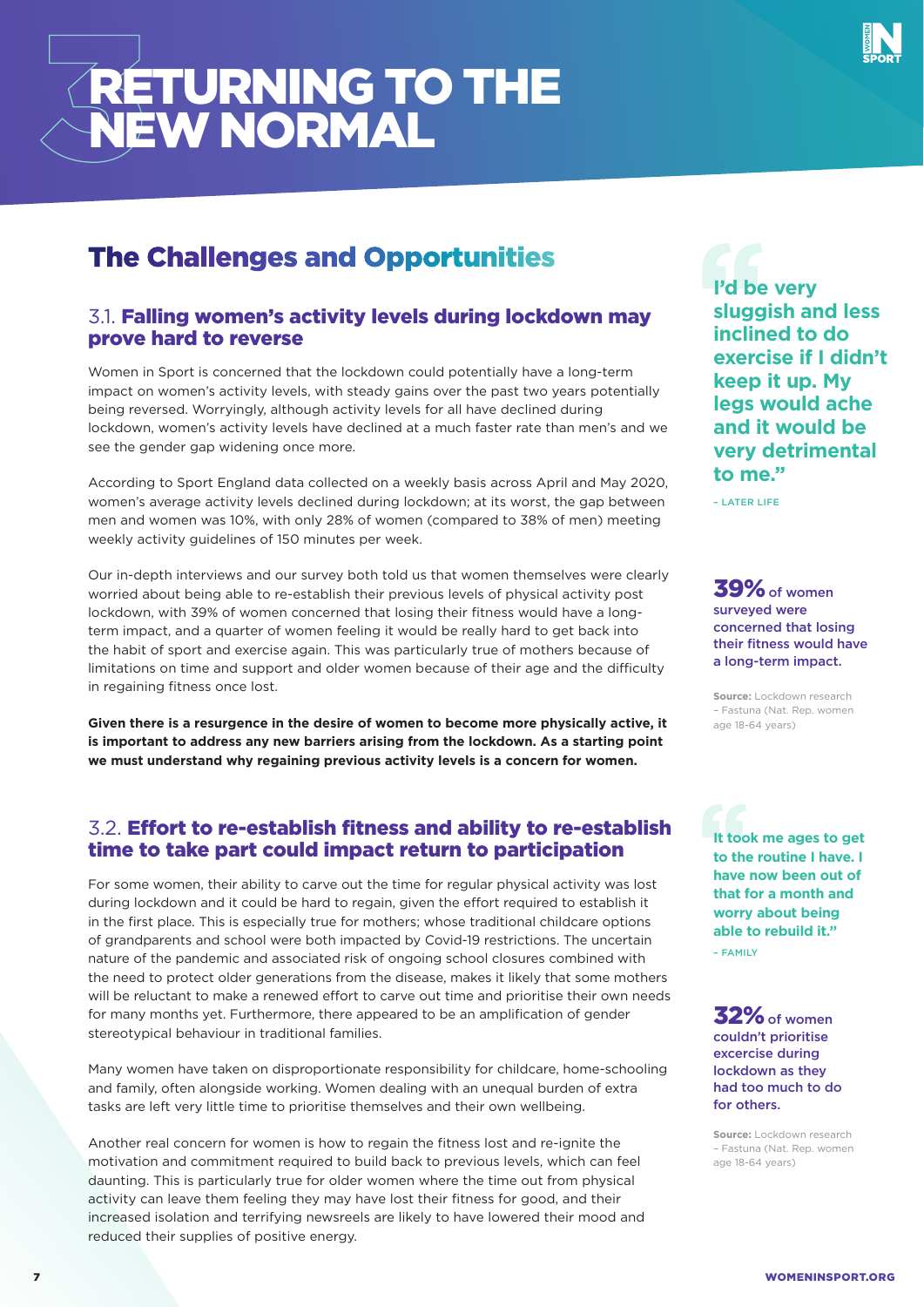# 3 RETURNING TO THE NEW NORMAL

## The Challenges and Opportunities

### 3.1. Falling women's activity levels during lockdown may prove hard to reverse

Women in Sport is concerned that the lockdown could potentially have a long-term impact on women's activity levels, with steady gains over the past two years potentially being reversed. Worryingly, although activity levels for all have declined during lockdown, women's activity levels have declined at a much faster rate than men's and we see the gender gap widening once more.

According to Sport England data collected on a weekly basis across April and May 2020, women's average activity levels declined during lockdown; at its worst, the gap between men and women was 10%, with only 28% of women (compared to 38% of men) meeting weekly activity guidelines of 150 minutes per week.

Our in-depth interviews and our survey both told us that women themselves were clearly worried about being able to re-establish their previous levels of physical activity post lockdown, with 39% of women concerned that losing their fitness would have a long-term impact, and a quarter of women feeling it would be really hard to get back into the habit of sport and exercise again. This was particularly true of mothers because of limitations on time and support and older women because of their age and the difficulty in regaining fitness once lost.

**Given there is a resurgence in the desire of women to become more physically active, it is important to address any new barriers arising from the lockdown. As a starting point we must understand why regaining previous activity levels is a concern for women.**

> **"I'd be very sluggish and less inclined to do exercise if I didn't keep it up. My legs would ache and it would be very detrimental to me."**
>
> – LATER LIFE

**39%** of women surveyed were concerned that losing their fitness would have a long-term impact.

**Source:** Lockdown research – Fastuna (Nat. Rep. women age 18-64 years)

### 3.2. Effort to re-establish fitness and ability to re-establish time to take part could impact return to participation

For some women, their ability to carve out the time for regular physical activity was lost during lockdown and it could be hard to regain, given the effort required to establish it in the first place. This is especially true for mothers; whose traditional childcare options of grandparents and school were both impacted by Covid-19 restrictions. The uncertain nature of the pandemic and associated risk of ongoing school closures combined with the need to protect older generations from the disease, makes it likely that some mothers will be reluctant to make a renewed effort to carve out time and prioritise their own needs for many months yet. Furthermore, there appeared to be an amplification of gender stereotypical behaviour in traditional families.

Many women have taken on disproportionate responsibility for childcare, home-schooling and family, often alongside working. Women dealing with an unequal burden of extra tasks are left very little time to prioritise themselves and their own wellbeing.

Another real concern for women is how to regain the fitness lost and re-ignite the motivation and commitment required to build back to previous levels, which can feel daunting. This is particularly true for older women where the time out from physical activity can leave them feeling they may have lost their fitness for good, and their increased isolation and terrifying newsreels are likely to have lowered their mood and reduced their supplies of positive energy.

> **"It took me ages to get to the routine I have. I have now been out of that for a month and worry about being able to rebuild it."**
>
> – FAMILY

**32%** of women couldn't prioritise excercise during lockdown as they had too much to do for others.

**Source:** Lockdown research – Fastuna (Nat. Rep. women age 18-64 years)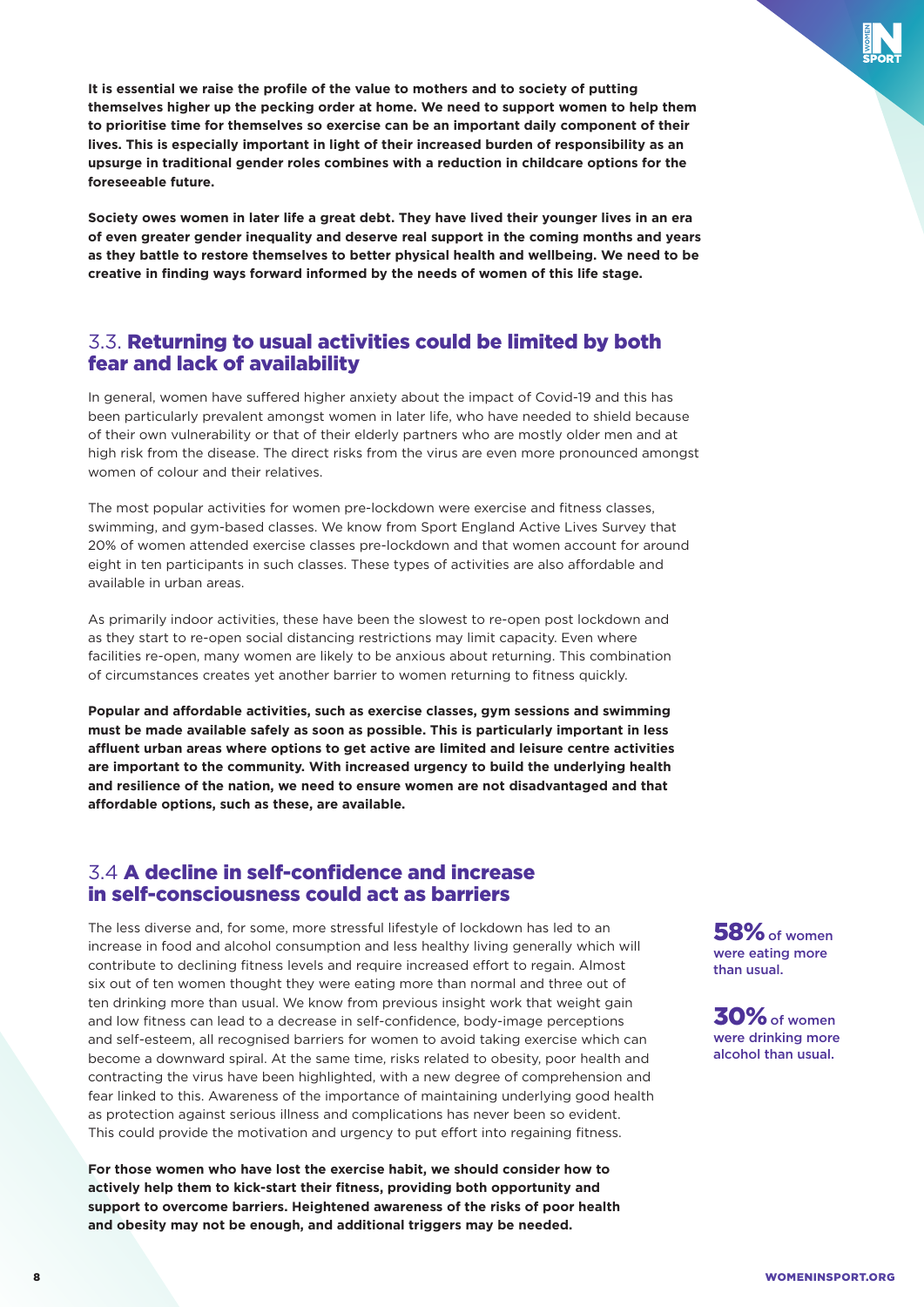**It is essential we raise the profile of the value to mothers and to society of putting themselves higher up the pecking order at home. We need to support women to help them to prioritise time for themselves so exercise can be an important daily component of their lives. This is especially important in light of their increased burden of responsibility as an upsurge in traditional gender roles combines with a reduction in childcare options for the foreseeable future.**

**Society owes women in later life a great debt. They have lived their younger lives in an era of even greater gender inequality and deserve real support in the coming months and years as they battle to restore themselves to better physical health and wellbeing. We need to be creative in finding ways forward informed by the needs of women of this life stage.**

## 3.3. Returning to usual activities could be limited by both fear and lack of availability

In general, women have suffered higher anxiety about the impact of Covid-19 and this has been particularly prevalent amongst women in later life, who have needed to shield because of their own vulnerability or that of their elderly partners who are mostly older men and at high risk from the disease. The direct risks from the virus are even more pronounced amongst women of colour and their relatives.

The most popular activities for women pre-lockdown were exercise and fitness classes, swimming, and gym-based classes. We know from Sport England Active Lives Survey that 20% of women attended exercise classes pre-lockdown and that women account for around eight in ten participants in such classes. These types of activities are also affordable and available in urban areas.

As primarily indoor activities, these have been the slowest to re-open post lockdown and as they start to re-open social distancing restrictions may limit capacity. Even where facilities re-open, many women are likely to be anxious about returning. This combination of circumstances creates yet another barrier to women returning to fitness quickly.

**Popular and affordable activities, such as exercise classes, gym sessions and swimming must be made available safely as soon as possible. This is particularly important in less affluent urban areas where options to get active are limited and leisure centre activities are important to the community. With increased urgency to build the underlying health and resilience of the nation, we need to ensure women are not disadvantaged and that affordable options, such as these, are available.**

## 3.4 A decline in self-confidence and increase in self-consciousness could act as barriers

The less diverse and, for some, more stressful lifestyle of lockdown has led to an increase in food and alcohol consumption and less healthy living generally which will contribute to declining fitness levels and require increased effort to regain. Almost six out of ten women thought they were eating more than normal and three out of ten drinking more than usual. We know from previous insight work that weight gain and low fitness can lead to a decrease in self-confidence, body-image perceptions and self-esteem, all recognised barriers for women to avoid taking exercise which can become a downward spiral. At the same time, risks related to obesity, poor health and contracting the virus have been highlighted, with a new degree of comprehension and fear linked to this. Awareness of the importance of maintaining underlying good health as protection against serious illness and complications has never been so evident. This could provide the motivation and urgency to put effort into regaining fitness.

**58%** of women were eating more than usual.

**30%** of women were drinking more alcohol than usual.

**For those women who have lost the exercise habit, we should consider how to actively help them to kick-start their fitness, providing both opportunity and support to overcome barriers. Heightened awareness of the risks of poor health and obesity may not be enough, and additional triggers may be needed.**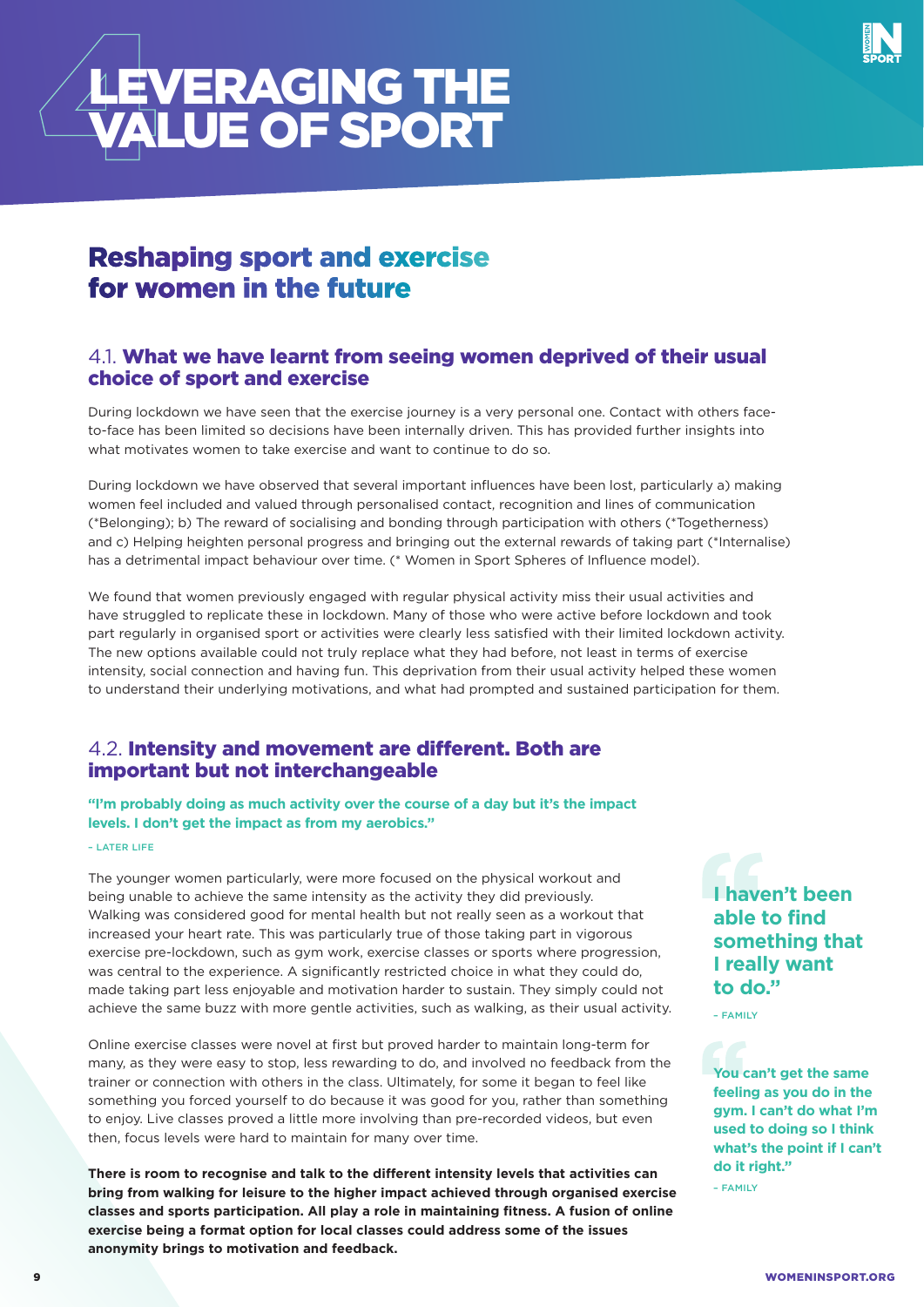# 4 LEVERAGING THE VALUE OF SPORT

## Reshaping sport and exercise for women in the future

### 4.1. What we have learnt from seeing women deprived of their usual choice of sport and exercise

During lockdown we have seen that the exercise journey is a very personal one. Contact with others face-to-face has been limited so decisions have been internally driven. This has provided further insights into what motivates women to take exercise and want to continue to do so.

During lockdown we have observed that several important influences have been lost, particularly a) making women feel included and valued through personalised contact, recognition and lines of communication (*Belonging); b) The reward of socialising and bonding through participation with others (*Togetherness) and c) Helping heighten personal progress and bringing out the external rewards of taking part (*Internalise) has a detrimental impact behaviour over time. (* Women in Sport Spheres of Influence model).

We found that women previously engaged with regular physical activity miss their usual activities and have struggled to replicate these in lockdown. Many of those who were active before lockdown and took part regularly in organised sport or activities were clearly less satisfied with their limited lockdown activity. The new options available could not truly replace what they had before, not least in terms of exercise intensity, social connection and having fun. This deprivation from their usual activity helped these women to understand their underlying motivations, and what had prompted and sustained participation for them.

### 4.2. Intensity and movement are different. Both are important but not interchangeable

**"I'm probably doing as much activity over the course of a day but it's the impact levels. I don't get the impact as from my aerobics."**

– LATER LIFE

The younger women particularly, were more focused on the physical workout and being unable to achieve the same intensity as the activity they did previously. Walking was considered good for mental health but not really seen as a workout that increased your heart rate. This was particularly true of those taking part in vigorous exercise pre-lockdown, such as gym work, exercise classes or sports where progression, was central to the experience. A significantly restricted choice in what they could do, made taking part less enjoyable and motivation harder to sustain. They simply could not achieve the same buzz with more gentle activities, such as walking, as their usual activity.

Online exercise classes were novel at first but proved harder to maintain long-term for many, as they were easy to stop, less rewarding to do, and involved no feedback from the trainer or connection with others in the class. Ultimately, for some it began to feel like something you forced yourself to do because it was good for you, rather than something to enjoy. Live classes proved a little more involving than pre-recorded videos, but even then, focus levels were hard to maintain for many over time.

**There is room to recognise and talk to the different intensity levels that activities can bring from walking for leisure to the higher impact achieved through organised exercise classes and sports participation. All play a role in maintaining fitness. A fusion of online exercise being a format option for local classes could address some of the issues anonymity brings to motivation and feedback.**

**"I haven't been able to find something that I really want to do."**

– FAMILY

**"You can't get the same feeling as you do in the gym. I can't do what I'm used to doing so I think what's the point if I can't do it right."**

– FAMILY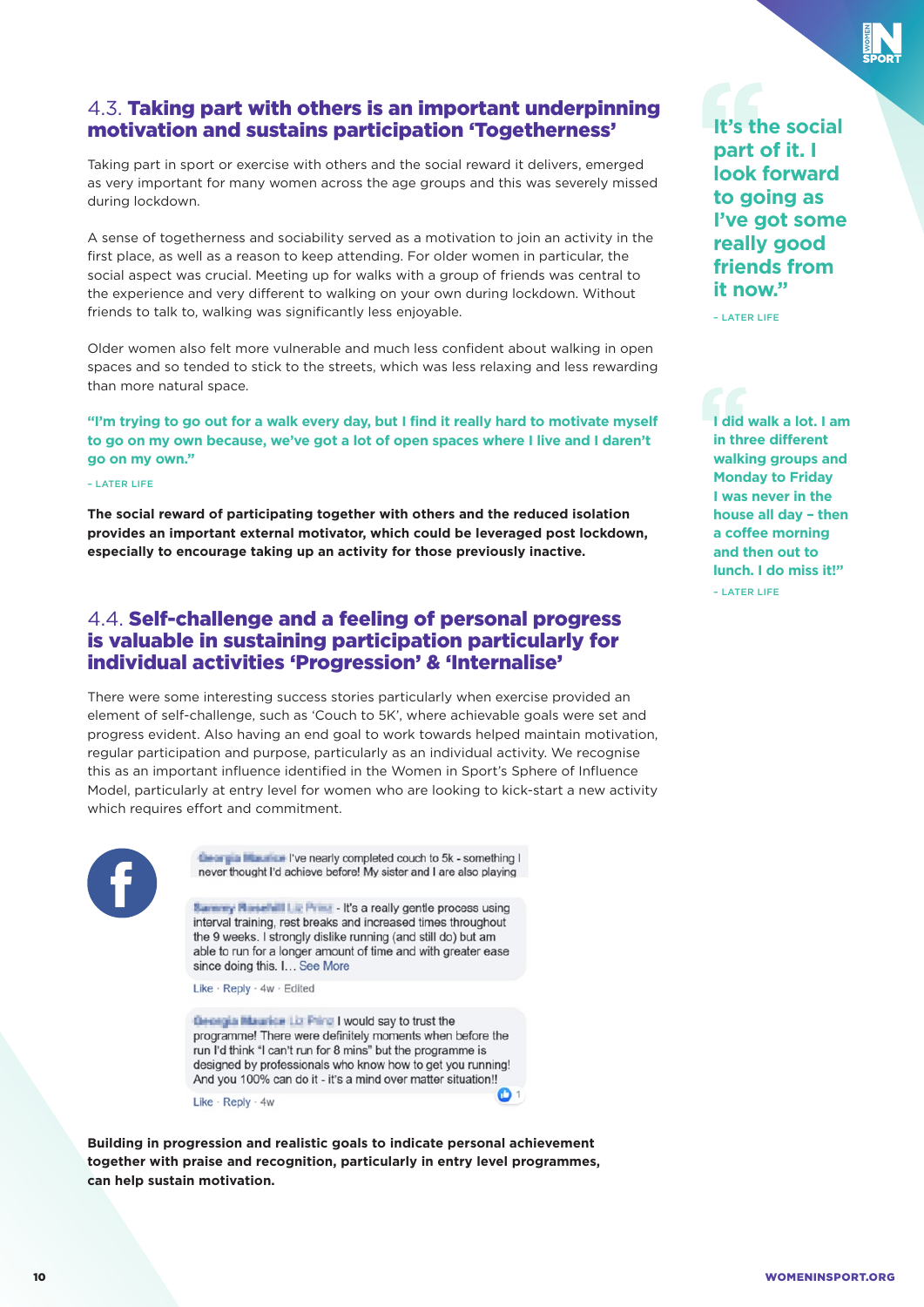## 4.3. **Taking part with others is an important underpinning motivation and sustains participation 'Togetherness'**

Taking part in sport or exercise with others and the social reward it delivers, emerged as very important for many women across the age groups and this was severely missed during lockdown.

A sense of togetherness and sociability served as a motivation to join an activity in the first place, as well as a reason to keep attending. For older women in particular, the social aspect was crucial. Meeting up for walks with a group of friends was central to the experience and very different to walking on your own during lockdown. Without friends to talk to, walking was significantly less enjoyable.

Older women also felt more vulnerable and much less confident about walking in open spaces and so tended to stick to the streets, which was less relaxing and less rewarding than more natural space.

**"I'm trying to go out for a walk every day, but I find it really hard to motivate myself to go on my own because, we've got a lot of open spaces where I live and I daren't go on my own."**

– LATER LIFE

**The social reward of participating together with others and the reduced isolation provides an important external motivator, which could be leveraged post lockdown, especially to encourage taking up an activity for those previously inactive.**

**"It's the social part of it. I look forward to going as I've got some really good friends from it now."**

– LATER LIFE

**"I did walk a lot. I am in three different walking groups and Monday to Friday I was never in the house all day – then a coffee morning and then out to lunch. I do miss it!"**

– LATER LIFE

## 4.4. **Self-challenge and a feeling of personal progress is valuable in sustaining participation particularly for individual activities 'Progression' & 'Internalise'**

There were some interesting success stories particularly when exercise provided an element of self-challenge, such as 'Couch to 5K', where achievable goals were set and progress evident. Also having an end goal to work towards helped maintain motivation, regular participation and purpose, particularly as an individual activity. We recognise this as an important influence identified in the Women in Sport's Sphere of Influence Model, particularly at entry level for women who are looking to kick-start a new activity which requires effort and commitment.

I've nearly completed couch to 5k - something I never thought I'd achieve before! My sister and I are also playing

- It's a really gentle process using interval training, rest breaks and increased times throughout the 9 weeks. I strongly dislike running (and still do) but am able to run for a longer amount of time and with greater ease since doing this. I... See More

Like · Reply · 4w · Edited

I would say to trust the programme! There were definitely moments when before the run I'd think "I can't run for 8 mins" but the programme is designed by professionals who know how to get you running! And you 100% can do it - it's a mind over matter situation!!

Like · Reply · 4w

**Building in progression and realistic goals to indicate personal achievement together with praise and recognition, particularly in entry level programmes, can help sustain motivation.**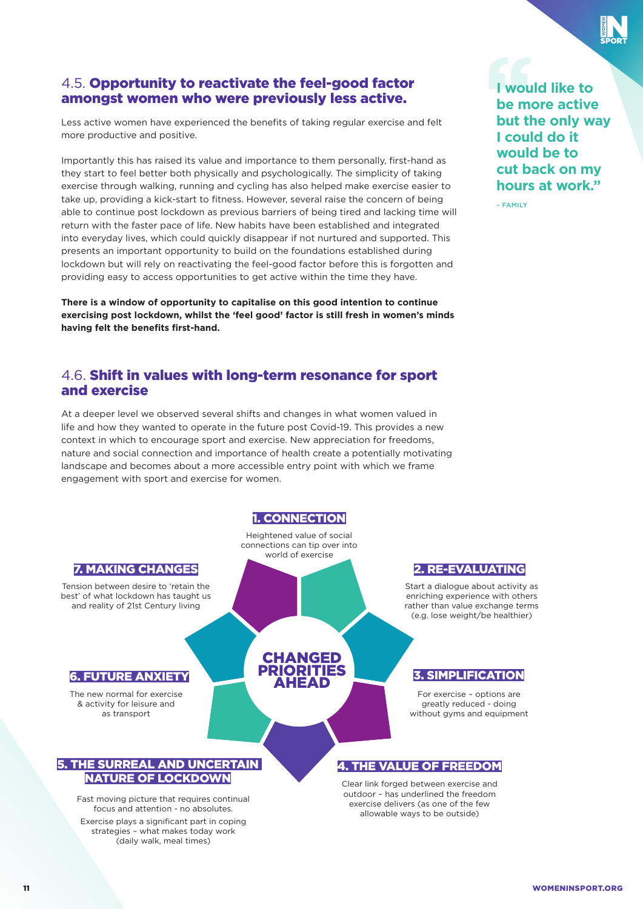## 4.5. Opportunity to reactivate the feel-good factor amongst women who were previously less active.

Less active women have experienced the benefits of taking regular exercise and felt more productive and positive.

Importantly this has raised its value and importance to them personally, first-hand as they start to feel better both physically and psychologically. The simplicity of taking exercise through walking, running and cycling has also helped make exercise easier to take up, providing a kick-start to fitness. However, several raise the concern of being able to continue post lockdown as previous barriers of being tired and lacking time will return with the faster pace of life. New habits have been established and integrated into everyday lives, which could quickly disappear if not nurtured and supported. This presents an important opportunity to build on the foundations established during lockdown but will rely on reactivating the feel-good factor before this is forgotten and providing easy to access opportunities to get active within the time they have.

**There is a window of opportunity to capitalise on this good intention to continue exercising post lockdown, whilst the 'feel good' factor is still fresh in women's minds having felt the benefits first-hand.**

> **"I would like to be more active but the only way I could do it would be to cut back on my hours at work."**
>
> – FAMILY

## 4.6. Shift in values with long-term resonance for sport and exercise

At a deeper level we observed several shifts and changes in what women valued in life and how they wanted to operate in the future post Covid-19. This provides a new context in which to encourage sport and exercise. New appreciation for freedoms, nature and social connection and importance of health create a potentially motivating landscape and becomes about a more accessible entry point with which we frame engagement with sport and exercise for women.

**CHANGED PRIORITIES AHEAD**

**1. CONNECTION**

Heightened value of social connections can tip over into world of exercise

**2. RE-EVALUATING**

Start a dialogue about activity as enriching experience with others rather than value exchange terms (e.g. lose weight/be healthier)

**3. SIMPLIFICATION**

For exercise – options are greatly reduced - doing without gyms and equipment

**4. THE VALUE OF FREEDOM**

Clear link forged between exercise and outdoor – has underlined the freedom exercise delivers (as one of the few allowable ways to be outside)

**5. THE SURREAL AND UNCERTAIN NATURE OF LOCKDOWN**

Fast moving picture that requires continual focus and attention - no absolutes.

Exercise plays a significant part in coping strategies – what makes today work (daily walk, meal times)

**6. FUTURE ANXIETY**

The new normal for exercise & activity for leisure and as transport

**7. MAKING CHANGES**

Tension between desire to 'retain the best' of what lockdown has taught us and reality of 21st Century living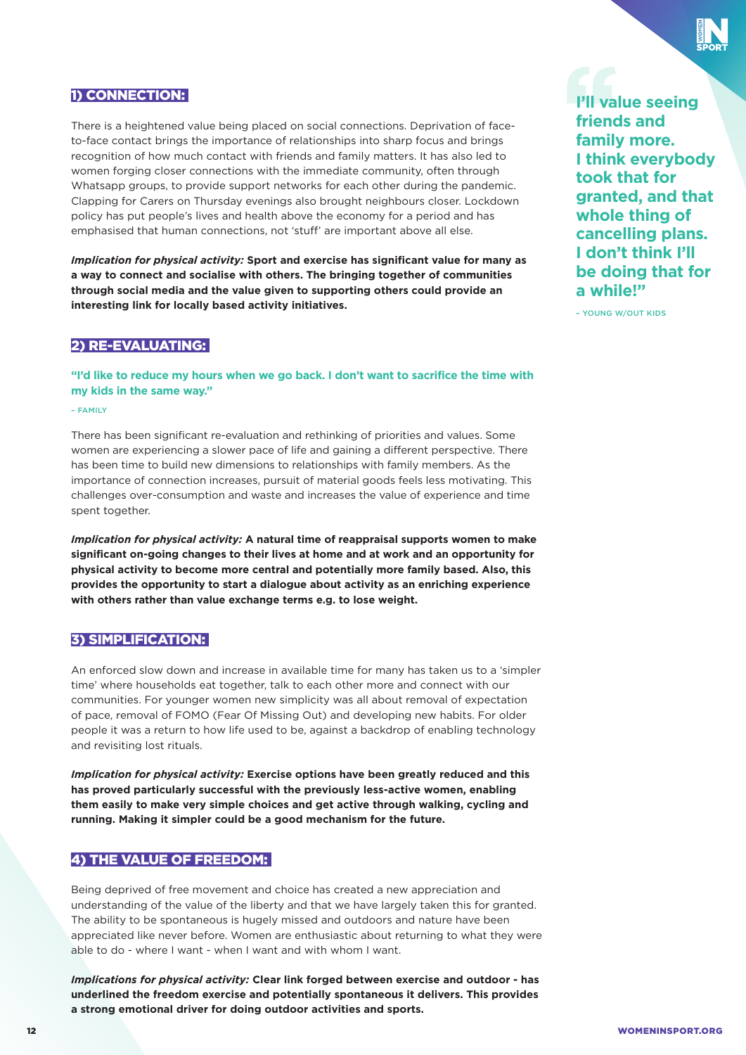## 1) CONNECTION:

There is a heightened value being placed on social connections. Deprivation of face-to-face contact brings the importance of relationships into sharp focus and brings recognition of how much contact with friends and family matters. It has also led to women forging closer connections with the immediate community, often through Whatsapp groups, to provide support networks for each other during the pandemic. Clapping for Carers on Thursday evenings also brought neighbours closer. Lockdown policy has put people's lives and health above the economy for a period and has emphasised that human connections, not 'stuff' are important above all else.

***Implication for physical activity:*** **Sport and exercise has significant value for many as a way to connect and socialise with others. The bringing together of communities through social media and the value given to supporting others could provide an interesting link for locally based activity initiatives.**

> **"I'll value seeing friends and family more. I think everybody took that for granted, and that whole thing of cancelling plans. I don't think I'll be doing that for a while!"**
>
> – YOUNG W/OUT KIDS

## 2) RE-EVALUATING:

> **"I'd like to reduce my hours when we go back. I don't want to sacrifice the time with my kids in the same way."**
>
> – FAMILY

There has been significant re-evaluation and rethinking of priorities and values. Some women are experiencing a slower pace of life and gaining a different perspective. There has been time to build new dimensions to relationships with family members. As the importance of connection increases, pursuit of material goods feels less motivating. This challenges over-consumption and waste and increases the value of experience and time spent together.

***Implication for physical activity:*** **A natural time of reappraisal supports women to make significant on-going changes to their lives at home and at work and an opportunity for physical activity to become more central and potentially more family based. Also, this provides the opportunity to start a dialogue about activity as an enriching experience with others rather than value exchange terms e.g. to lose weight.**

## 3) SIMPLIFICATION:

An enforced slow down and increase in available time for many has taken us to a 'simpler time' where households eat together, talk to each other more and connect with our communities. For younger women new simplicity was all about removal of expectation of pace, removal of FOMO (Fear Of Missing Out) and developing new habits. For older people it was a return to how life used to be, against a backdrop of enabling technology and revisiting lost rituals.

***Implication for physical activity:*** **Exercise options have been greatly reduced and this has proved particularly successful with the previously less-active women, enabling them easily to make very simple choices and get active through walking, cycling and running. Making it simpler could be a good mechanism for the future.**

## 4) THE VALUE OF FREEDOM:

Being deprived of free movement and choice has created a new appreciation and understanding of the value of the liberty and that we have largely taken this for granted. The ability to be spontaneous is hugely missed and outdoors and nature have been appreciated like never before. Women are enthusiastic about returning to what they were able to do - where I want - when I want and with whom I want.

***Implications for physical activity:*** **Clear link forged between exercise and outdoor - has underlined the freedom exercise and potentially spontaneous it delivers. This provides a strong emotional driver for doing outdoor activities and sports.**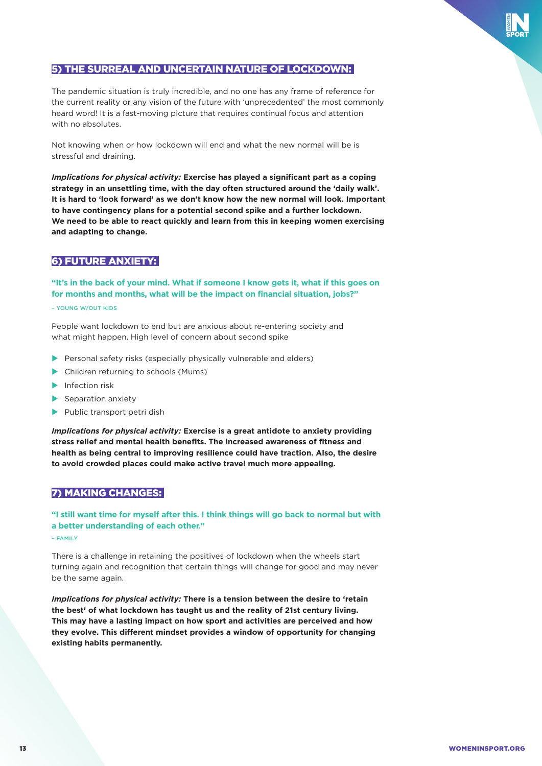## 5) THE SURREAL AND UNCERTAIN NATURE OF LOCKDOWN:

The pandemic situation is truly incredible, and no one has any frame of reference for the current reality or any vision of the future with 'unprecedented' the most commonly heard word! It is a fast-moving picture that requires continual focus and attention with no absolutes.

Not knowing when or how lockdown will end and what the new normal will be is stressful and draining.

***Implications for physical activity:*** **Exercise has played a significant part as a coping strategy in an unsettling time, with the day often structured around the 'daily walk'. It is hard to 'look forward' as we don't know how the new normal will look. Important to have contingency plans for a potential second spike and a further lockdown. We need to be able to react quickly and learn from this in keeping women exercising and adapting to change.**

## 6) FUTURE ANXIETY:

**"It's in the back of your mind. What if someone I know gets it, what if this goes on for months and months, what will be the impact on financial situation, jobs?"**

– YOUNG W/OUT KIDS

People want lockdown to end but are anxious about re-entering society and what might happen. High level of concern about second spike

- Personal safety risks (especially physically vulnerable and elders)
- Children returning to schools (Mums)
- Infection risk
- Separation anxiety
- Public transport petri dish

***Implications for physical activity:*** **Exercise is a great antidote to anxiety providing stress relief and mental health benefits. The increased awareness of fitness and health as being central to improving resilience could have traction. Also, the desire to avoid crowded places could make active travel much more appealing.**

## 7) MAKING CHANGES:

**"I still want time for myself after this. I think things will go back to normal but with a better understanding of each other."**

– FAMILY

There is a challenge in retaining the positives of lockdown when the wheels start turning again and recognition that certain things will change for good and may never be the same again.

***Implications for physical activity:*** **There is a tension between the desire to 'retain the best' of what lockdown has taught us and the reality of 21st century living. This may have a lasting impact on how sport and activities are perceived and how they evolve. This different mindset provides a window of opportunity for changing existing habits permanently.**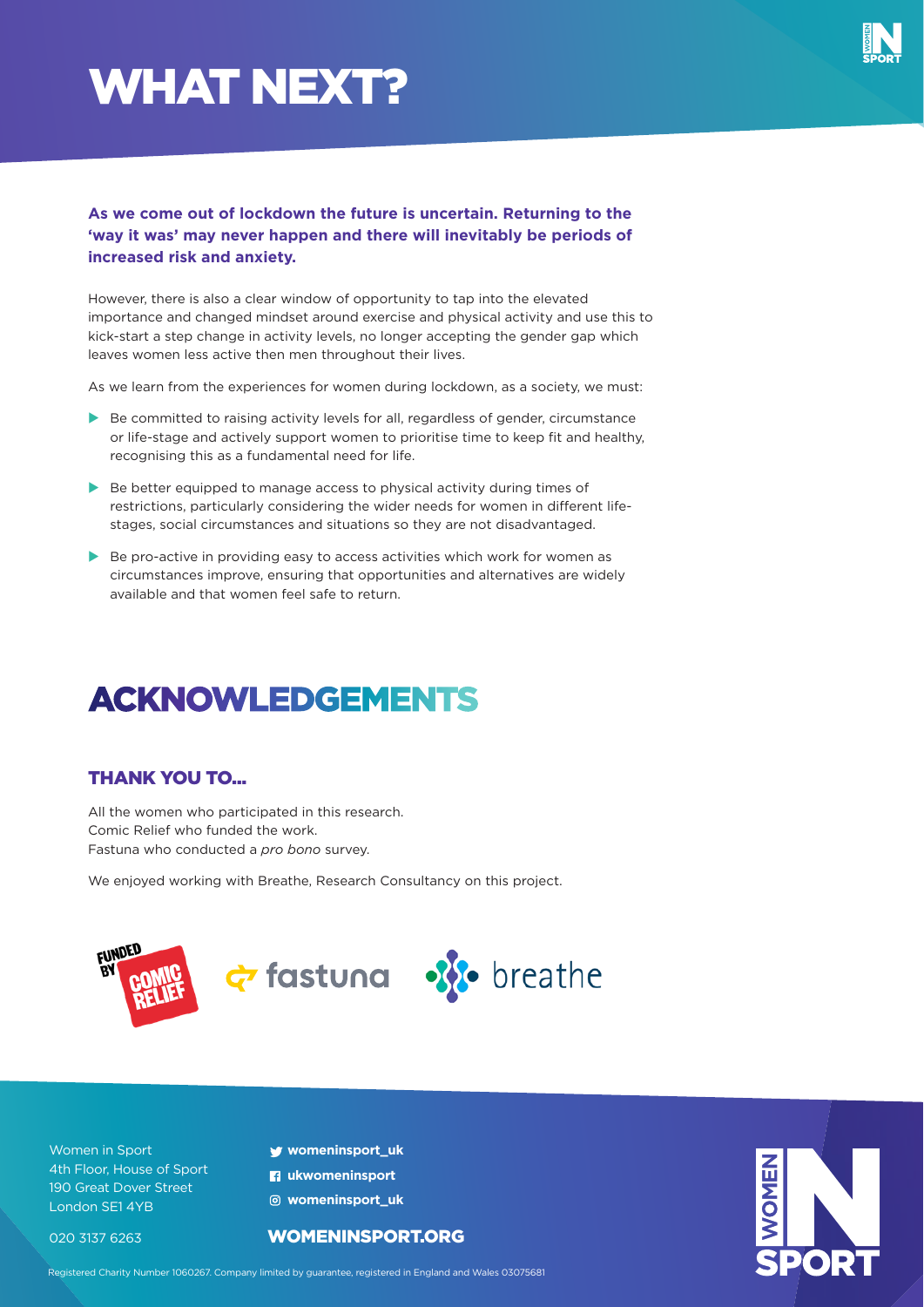# WHAT NEXT?

**As we come out of lockdown the future is uncertain. Returning to the 'way it was' may never happen and there will inevitably be periods of increased risk and anxiety.**

However, there is also a clear window of opportunity to tap into the elevated importance and changed mindset around exercise and physical activity and use this to kick-start a step change in activity levels, no longer accepting the gender gap which leaves women less active then men throughout their lives.

As we learn from the experiences for women during lockdown, as a society, we must:

- Be committed to raising activity levels for all, regardless of gender, circumstance or life-stage and actively support women to prioritise time to keep fit and healthy, recognising this as a fundamental need for life.
- Be better equipped to manage access to physical activity during times of restrictions, particularly considering the wider needs for women in different life-stages, social circumstances and situations so they are not disadvantaged.
- Be pro-active in providing easy to access activities which work for women as circumstances improve, ensuring that opportunities and alternatives are widely available and that women feel safe to return.

# ACKNOWLEDGEMENTS

## THANK YOU TO...

All the women who participated in this research.
Comic Relief who funded the work.
Fastuna who conducted a *pro bono* survey.

We enjoyed working with Breathe, Research Consultancy on this project.

FUNDED BY COMIC RELIEF

fastuna

breathe

Women in Sport
4th Floor, House of Sport
190 Great Dover Street
London SE1 4YB

020 3137 6263

womeninsport_uk
ukwomeninsport
womeninsport_uk

WOMENINSPORT.ORG

Registered Charity Number 1060267. Company limited by guarantee, registered in England and Wales 03075681